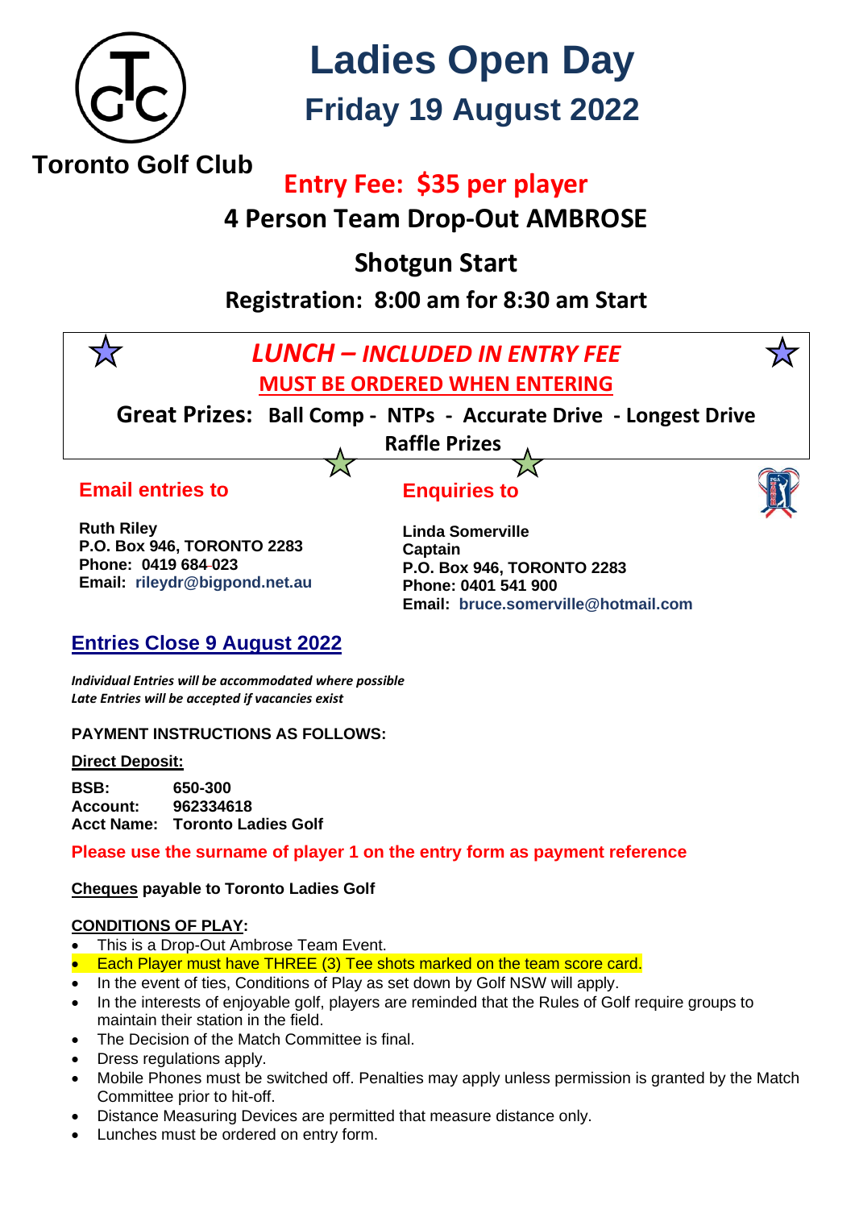# Ladies Open Day

## Friday 19 August 2022

**Toronto Golf Club**

## Entry Fee: $35 per player

## 4 Person Team Drop-Out AMBROSE

## Shotgun Start

## Registration: 8:00 am for 8:30 am Start

***LUNCH – INCLUDED IN ENTRY FEE***

**MUST BE ORDERED WHEN ENTERING**

**Great Prizes: Ball Comp - NTPs - Accurate Drive - Longest Drive Raffle Prizes**

### Email entries to

**Ruth Riley**
**P.O. Box 946, TORONTO 2283**
**Phone: 0419 684 023**
**Email: rileydr@bigpond.net.au**

### Enquiries to

**Linda Somerville**
**Captain**
**P.O. Box 946, TORONTO 2283**
**Phone: 0401 541 900**
**Email: bruce.somerville@hotmail.com**

## Entries Close 9 August 2022

***Individual Entries will be accommodated where possible***
***Late Entries will be accepted if vacancies exist***

**PAYMENT INSTRUCTIONS AS FOLLOWS:**

**Direct Deposit:**

**BSB:** 650-300
**Account:** 962334618
**Acct Name:** Toronto Ladies Golf

**Please use the surname of player 1 on the entry form as payment reference**

**Cheques payable to Toronto Ladies Golf**

**CONDITIONS OF PLAY:**

- This is a Drop-Out Ambrose Team Event.
- Each Player must have THREE (3) Tee shots marked on the team score card.
- In the event of ties, Conditions of Play as set down by Golf NSW will apply.
- In the interests of enjoyable golf, players are reminded that the Rules of Golf require groups to maintain their station in the field.
- The Decision of the Match Committee is final.
- Dress regulations apply.
- Mobile Phones must be switched off. Penalties may apply unless permission is granted by the Match Committee prior to hit-off.
- Distance Measuring Devices are permitted that measure distance only.
- Lunches must be ordered on entry form.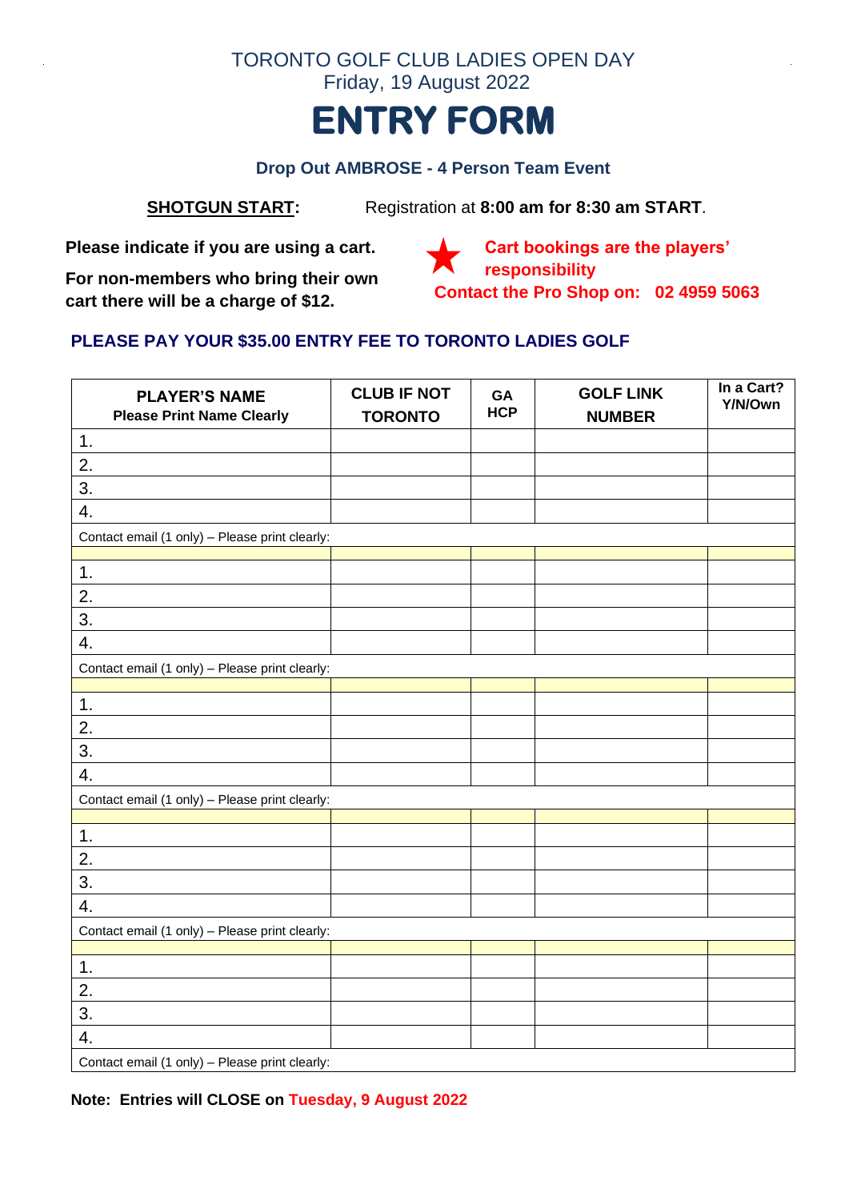TORONTO GOLF CLUB LADIES OPEN DAY

Friday, 19 August 2022

# ENTRY FORM

**Drop Out AMBROSE - 4 Person Team Event**

**SHOTGUN START:** Registration at **8:00 am for 8:30 am START**.

**Please indicate if you are using a cart.**

**For non-members who bring their own cart there will be a charge of $12.**

**Cart bookings are the players' responsibility**

**Contact the Pro Shop on: 02 4959 5063**

**PLEASE PAY YOUR $35.00 ENTRY FEE TO TORONTO LADIES GOLF**

| PLAYER'S NAME Please Print Name Clearly | CLUB IF NOT TORONTO | GA HCP | GOLF LINK NUMBER | In a Cart? Y/N/Own |
|---|---|---|---|---|
| 1. | | | | |
| 2. | | | | |
| 3. | | | | |
| 4. | | | | |
| Contact email (1 only) – Please print clearly: | | | | |
| | | | | |
| 1. | | | | |
| 2. | | | | |
| 3. | | | | |
| 4. | | | | |
| Contact email (1 only) – Please print clearly: | | | | |
| | | | | |
| 1. | | | | |
| 2. | | | | |
| 3. | | | | |
| 4. | | | | |
| Contact email (1 only) – Please print clearly: | | | | |
| | | | | |
| 1. | | | | |
| 2. | | | | |
| 3. | | | | |
| 4. | | | | |
| Contact email (1 only) – Please print clearly: | | | | |
| | | | | |
| 1. | | | | |
| 2. | | | | |
| 3. | | | | |
| 4. | | | | |
| Contact email (1 only) – Please print clearly: | | | | |

**Note: Entries will CLOSE on Tuesday, 9 August 2022**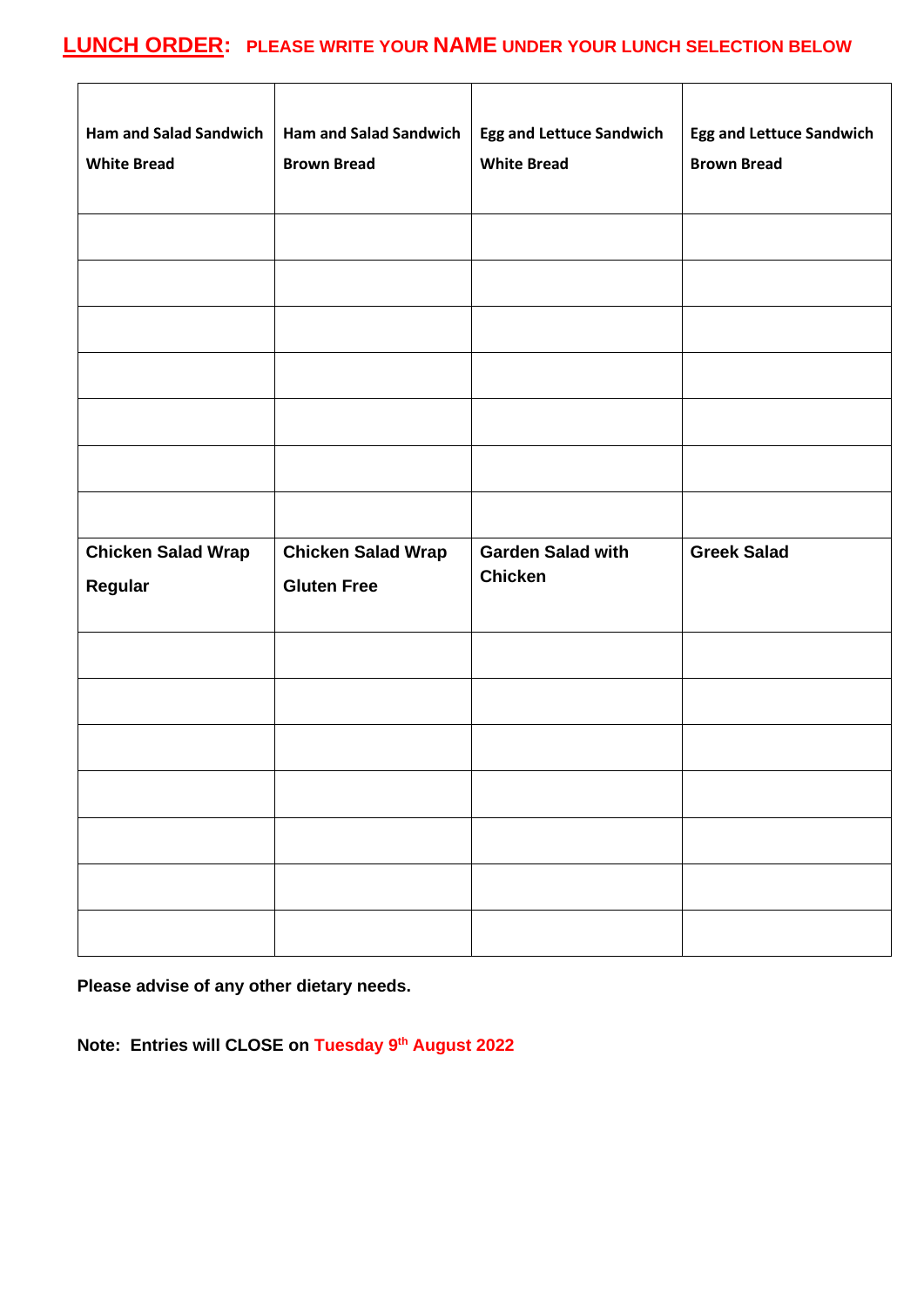**LUNCH ORDER: PLEASE WRITE YOUR NAME UNDER YOUR LUNCH SELECTION BELOW**

| Ham and Salad Sandwich White Bread | Ham and Salad Sandwich Brown Bread | Egg and Lettuce Sandwich White Bread | Egg and Lettuce Sandwich Brown Bread |
|---|---|---|---|
| | | | |
| | | | |
| | | | |
| | | | |
| | | | |
| | | | |
| | | | |
| **Chicken Salad Wrap Regular** | **Chicken Salad Wrap Gluten Free** | **Garden Salad with Chicken** | **Greek Salad** |
| | | | |
| | | | |
| | | | |
| | | | |
| | | | |
| | | | |
| | | | |

**Please advise of any other dietary needs.**

**Note: Entries will CLOSE on Tuesday 9th August 2022**